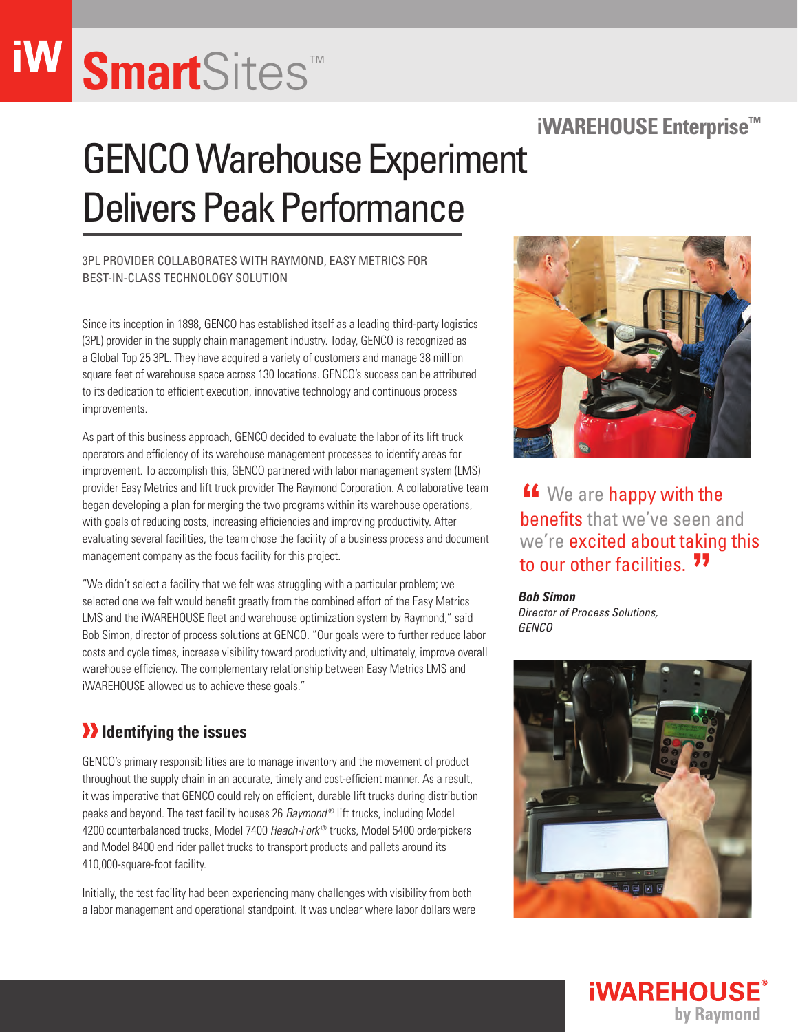# SmartSites™

## iWAREHOUSE Enterprise™

# GENCO Warehouse Experiment Delivers Peak Performance

3PL PROVIDER COLLABORATES WITH RAYMOND, EASY METRICS FOR BEST-IN-CLASS TECHNOLOGY SOLUTION

Since its inception in 1898, GENCO has established itself as a leading third-party logistics (3PL) provider in the supply chain management industry. Today, GENCO is recognized as a Global Top 25 3PL. They have acquired a variety of customers and manage 38 million square feet of warehouse space across 130 locations. GENCO's success can be attributed to its dedication to efficient execution, innovative technology and continuous process improvements.

As part of this business approach, GENCO decided to evaluate the labor of its lift truck operators and efficiency of its warehouse management processes to identify areas for improvement. To accomplish this, GENCO partnered with labor management system (LMS) provider Easy Metrics and lift truck provider The Raymond Corporation. A collaborative team began developing a plan for merging the two programs within its warehouse operations, with goals of reducing costs, increasing efficiencies and improving productivity. After evaluating several facilities, the team chose the facility of a business process and document management company as the focus facility for this project.

"We didn't select a facility that we felt was struggling with a particular problem; we selected one we felt would benefit greatly from the combined effort of the Easy Metrics LMS and the iWAREHOUSE fleet and warehouse optimization system by Raymond," said Bob Simon, director of process solutions at GENCO. "Our goals were to further reduce labor costs and cycle times, increase visibility toward productivity and, ultimately, improve overall warehouse efficiency. The complementary relationship between Easy Metrics LMS and iWAREHOUSE allowed us to achieve these goals."

> "We are happy with the benefits that we've seen and we're excited about taking this to our other facilities."
>
> ***Bob Simon***
> *Director of Process Solutions, GENCO*

## Identifying the issues

GENCO's primary responsibilities are to manage inventory and the movement of product throughout the supply chain in an accurate, timely and cost-efficient manner. As a result, it was imperative that GENCO could rely on efficient, durable lift trucks during distribution peaks and beyond. The test facility houses 26 *Raymond*® lift trucks, including Model 4200 counterbalanced trucks, Model 7400 *Reach-Fork*® trucks, Model 5400 orderpickers and Model 8400 end rider pallet trucks to transport products and pallets around its 410,000-square-foot facility.

Initially, the test facility had been experiencing many challenges with visibility from both a labor management and operational standpoint. It was unclear where labor dollars were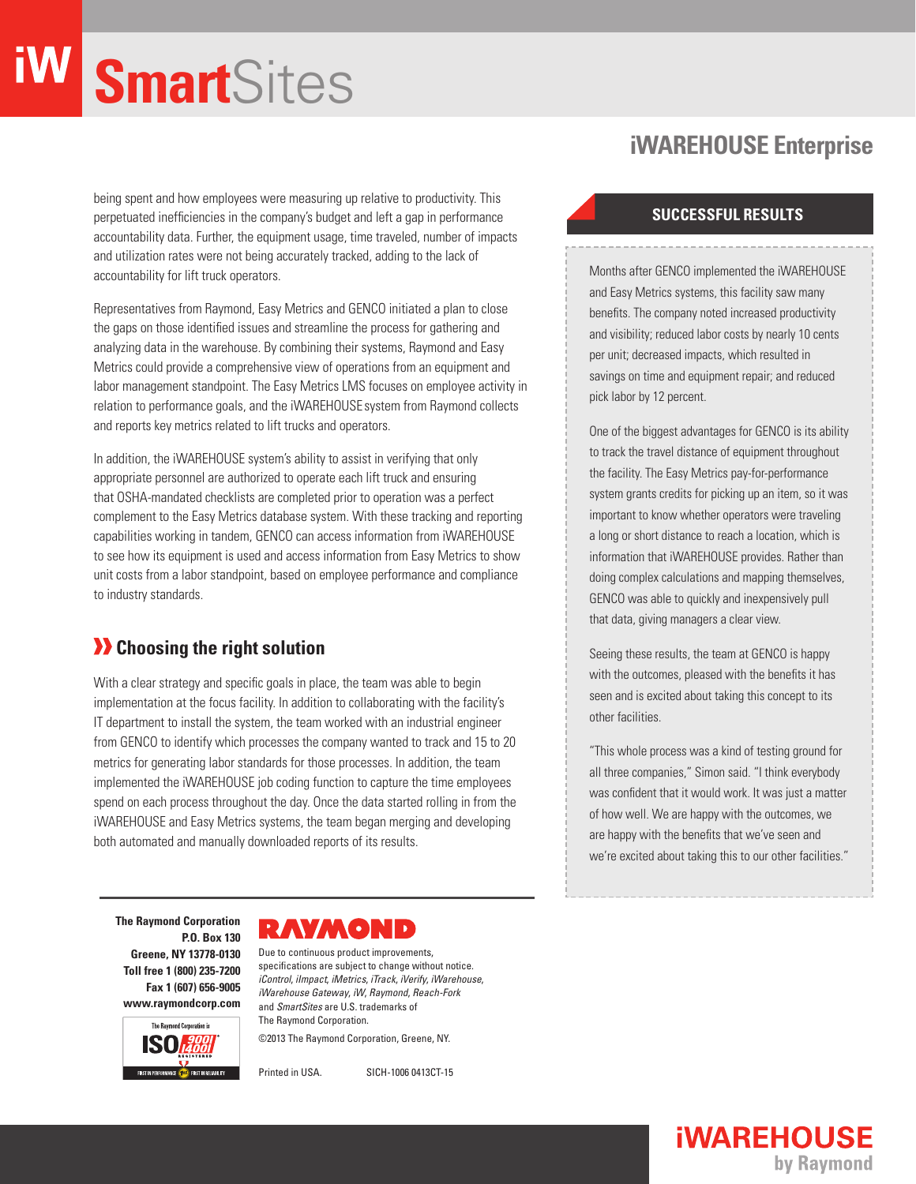# iW SmartSites

## iWAREHOUSE Enterprise

being spent and how employees were measuring up relative to productivity. This perpetuated inefficiencies in the company's budget and left a gap in performance accountability data. Further, the equipment usage, time traveled, number of impacts and utilization rates were not being accurately tracked, adding to the lack of accountability for lift truck operators.

Representatives from Raymond, Easy Metrics and GENCO initiated a plan to close the gaps on those identified issues and streamline the process for gathering and analyzing data in the warehouse. By combining their systems, Raymond and Easy Metrics could provide a comprehensive view of operations from an equipment and labor management standpoint. The Easy Metrics LMS focuses on employee activity in relation to performance goals, and the iWAREHOUSE system from Raymond collects and reports key metrics related to lift trucks and operators.

In addition, the iWAREHOUSE system's ability to assist in verifying that only appropriate personnel are authorized to operate each lift truck and ensuring that OSHA-mandated checklists are completed prior to operation was a perfect complement to the Easy Metrics database system. With these tracking and reporting capabilities working in tandem, GENCO can access information from iWAREHOUSE to see how its equipment is used and access information from Easy Metrics to show unit costs from a labor standpoint, based on employee performance and compliance to industry standards.

### Choosing the right solution

With a clear strategy and specific goals in place, the team was able to begin implementation at the focus facility. In addition to collaborating with the facility's IT department to install the system, the team worked with an industrial engineer from GENCO to identify which processes the company wanted to track and 15 to 20 metrics for generating labor standards for those processes. In addition, the team implemented the iWAREHOUSE job coding function to capture the time employees spend on each process throughout the day. Once the data started rolling in from the iWAREHOUSE and Easy Metrics systems, the team began merging and developing both automated and manually downloaded reports of its results.

### SUCCESSFUL RESULTS

Months after GENCO implemented the iWAREHOUSE and Easy Metrics systems, this facility saw many benefits. The company noted increased productivity and visibility; reduced labor costs by nearly 10 cents per unit; decreased impacts, which resulted in savings on time and equipment repair; and reduced pick labor by 12 percent.

One of the biggest advantages for GENCO is its ability to track the travel distance of equipment throughout the facility. The Easy Metrics pay-for-performance system grants credits for picking up an item, so it was important to know whether operators were traveling a long or short distance to reach a location, which is information that iWAREHOUSE provides. Rather than doing complex calculations and mapping themselves, GENCO was able to quickly and inexpensively pull that data, giving managers a clear view.

Seeing these results, the team at GENCO is happy with the outcomes, pleased with the benefits it has seen and is excited about taking this concept to its other facilities.

"This whole process was a kind of testing ground for all three companies," Simon said. "I think everybody was confident that it would work. It was just a matter of how well. We are happy with the outcomes, we are happy with the benefits that we've seen and we're excited about taking this to our other facilities."

**The Raymond Corporation**
**P.O. Box 130**
**Greene, NY 13778-0130**
**Toll free 1 (800) 235-7200**
**Fax 1 (607) 656-9005**
**www.raymondcorp.com**

The Raymond Corporation is ISO 9001 14001 Registered

FIRST IN PERFORMANCE · FIRST IN RELIABILITY

RAYMOND

Due to continuous product improvements, specifications are subject to change without notice. *iControl, iImpact, iMetrics, iTrack, iVerify, iWarehouse, iWarehouse Gateway, iW, Raymond, Reach-Fork* and *SmartSites* are U.S. trademarks of The Raymond Corporation.

©2013 The Raymond Corporation, Greene, NY.

Printed in USA. SICH-1006 0413CT-15

iWAREHOUSE by Raymond